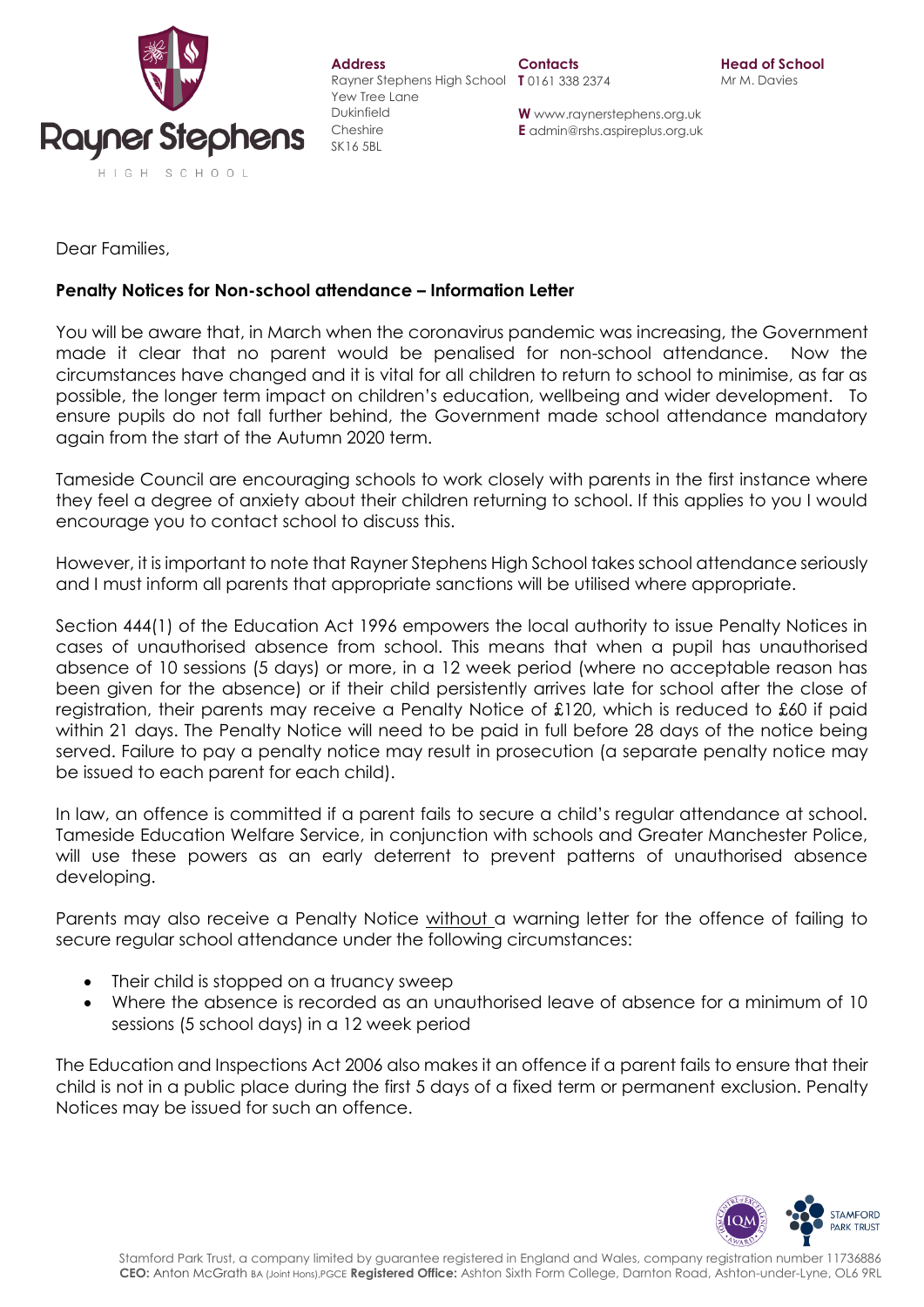Rayner Stephens

HIGH SCHOOL

**Address**
Rayner Stephens High School
Yew Tree Lane
Dukinfield
Cheshire
SK16 5BL

**Contacts**
**T** 0161 338 2374

**W** www.raynerstephens.org.uk
**E** admin@rshs.aspireplus.org.uk

**Head of School**
Mr M. Davies

Dear Families,

**Penalty Notices for Non-school attendance – Information Letter**

You will be aware that, in March when the coronavirus pandemic was increasing, the Government made it clear that no parent would be penalised for non-school attendance. Now the circumstances have changed and it is vital for all children to return to school to minimise, as far as possible, the longer term impact on children's education, wellbeing and wider development. To ensure pupils do not fall further behind, the Government made school attendance mandatory again from the start of the Autumn 2020 term.

Tameside Council are encouraging schools to work closely with parents in the first instance where they feel a degree of anxiety about their children returning to school. If this applies to you I would encourage you to contact school to discuss this.

However, it is important to note that Rayner Stephens High School takes school attendance seriously and I must inform all parents that appropriate sanctions will be utilised where appropriate.

Section 444(1) of the Education Act 1996 empowers the local authority to issue Penalty Notices in cases of unauthorised absence from school. This means that when a pupil has unauthorised absence of 10 sessions (5 days) or more, in a 12 week period (where no acceptable reason has been given for the absence) or if their child persistently arrives late for school after the close of registration, their parents may receive a Penalty Notice of £120, which is reduced to £60 if paid within 21 days. The Penalty Notice will need to be paid in full before 28 days of the notice being served. Failure to pay a penalty notice may result in prosecution (a separate penalty notice may be issued to each parent for each child).

In law, an offence is committed if a parent fails to secure a child's regular attendance at school. Tameside Education Welfare Service, in conjunction with schools and Greater Manchester Police, will use these powers as an early deterrent to prevent patterns of unauthorised absence developing.

Parents may also receive a Penalty Notice without a warning letter for the offence of failing to secure regular school attendance under the following circumstances:

- Their child is stopped on a truancy sweep
- Where the absence is recorded as an unauthorised leave of absence for a minimum of 10 sessions (5 school days) in a 12 week period

The Education and Inspections Act 2006 also makes it an offence if a parent fails to ensure that their child is not in a public place during the first 5 days of a fixed term or permanent exclusion. Penalty Notices may be issued for such an offence.

STAMFORD PARK TRUST

Stamford Park Trust, a company limited by guarantee registered in England and Wales, company registration number 11736886
**CEO:** Anton McGrath BA (Joint Hons),PGCE **Registered Office:** Ashton Sixth Form College, Darnton Road, Ashton-under-Lyne, OL6 9RL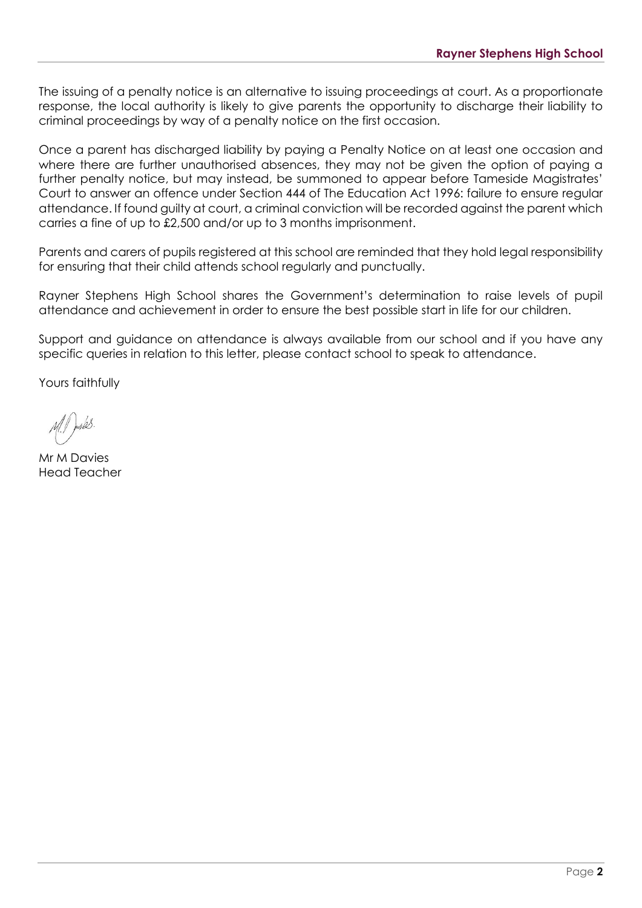The issuing of a penalty notice is an alternative to issuing proceedings at court. As a proportionate response, the local authority is likely to give parents the opportunity to discharge their liability to criminal proceedings by way of a penalty notice on the first occasion.

Once a parent has discharged liability by paying a Penalty Notice on at least one occasion and where there are further unauthorised absences, they may not be given the option of paying a further penalty notice, but may instead, be summoned to appear before Tameside Magistrates' Court to answer an offence under Section 444 of The Education Act 1996: failure to ensure regular attendance. If found guilty at court, a criminal conviction will be recorded against the parent which carries a fine of up to £2,500 and/or up to 3 months imprisonment.

Parents and carers of pupils registered at this school are reminded that they hold legal responsibility for ensuring that their child attends school regularly and punctually.

Rayner Stephens High School shares the Government's determination to raise levels of pupil attendance and achievement in order to ensure the best possible start in life for our children.

Support and guidance on attendance is always available from our school and if you have any specific queries in relation to this letter, please contact school to speak to attendance.

Yours faithfully

Mr M Davies
Head Teacher